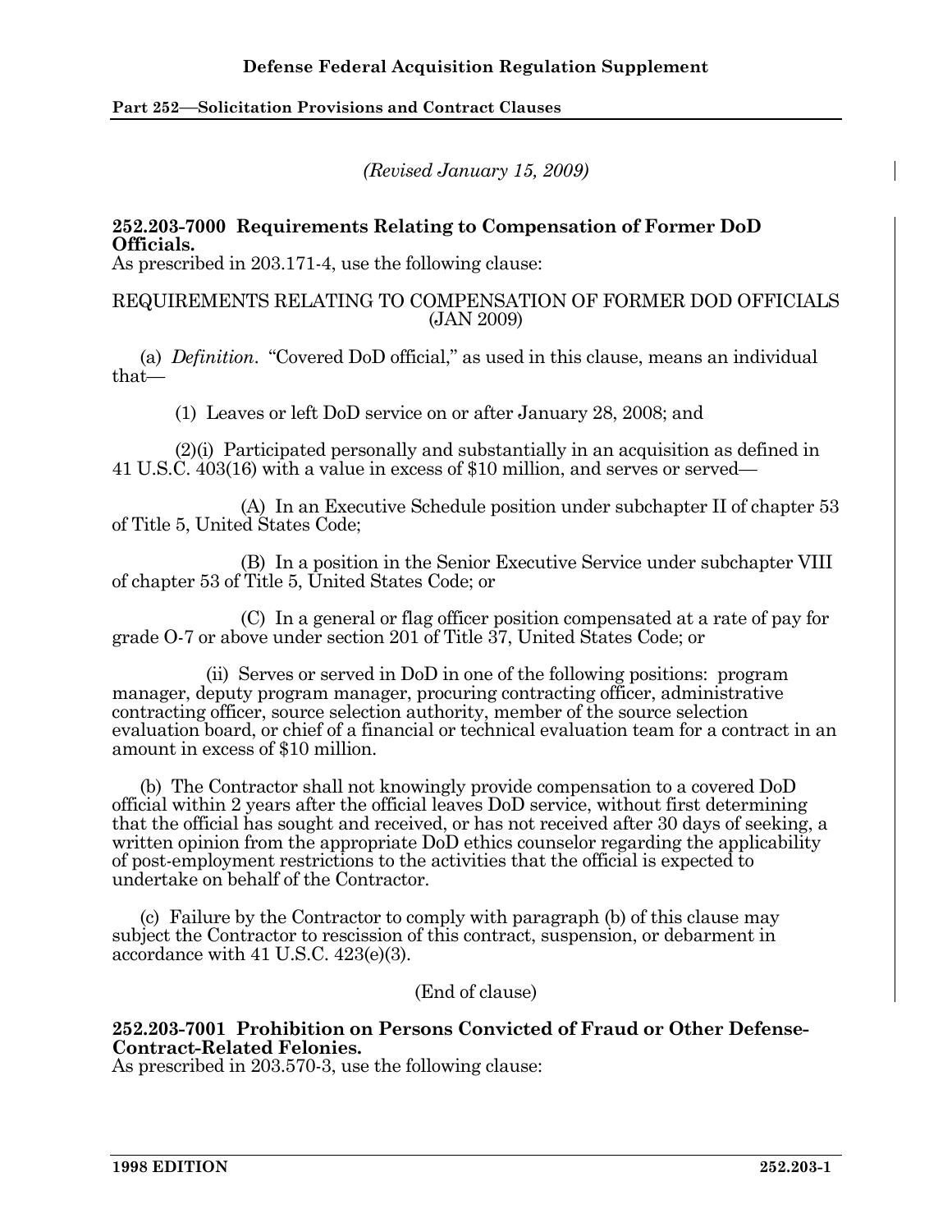*(Revised January 15, 2009)*

**252.203-7000 Requirements Relating to Compensation of Former DoD Officials.**
As prescribed in 203.171-4, use the following clause:

REQUIREMENTS RELATING TO COMPENSATION OF FORMER DOD OFFICIALS (JAN 2009)

(a) *Definition*. "Covered DoD official," as used in this clause, means an individual that—

(1) Leaves or left DoD service on or after January 28, 2008; and

(2)(i) Participated personally and substantially in an acquisition as defined in 41 U.S.C. 403(16) with a value in excess of $10 million, and serves or served—

(A) In an Executive Schedule position under subchapter II of chapter 53 of Title 5, United States Code;

(B) In a position in the Senior Executive Service under subchapter VIII of chapter 53 of Title 5, United States Code; or

(C) In a general or flag officer position compensated at a rate of pay for grade O-7 or above under section 201 of Title 37, United States Code; or

(ii) Serves or served in DoD in one of the following positions: program manager, deputy program manager, procuring contracting officer, administrative contracting officer, source selection authority, member of the source selection evaluation board, or chief of a financial or technical evaluation team for a contract in an amount in excess of $10 million.

(b) The Contractor shall not knowingly provide compensation to a covered DoD official within 2 years after the official leaves DoD service, without first determining that the official has sought and received, or has not received after 30 days of seeking, a written opinion from the appropriate DoD ethics counselor regarding the applicability of post-employment restrictions to the activities that the official is expected to undertake on behalf of the Contractor.

(c) Failure by the Contractor to comply with paragraph (b) of this clause may subject the Contractor to rescission of this contract, suspension, or debarment in accordance with 41 U.S.C. 423(e)(3).

(End of clause)

**252.203-7001 Prohibition on Persons Convicted of Fraud or Other Defense-Contract-Related Felonies.**
As prescribed in 203.570-3, use the following clause: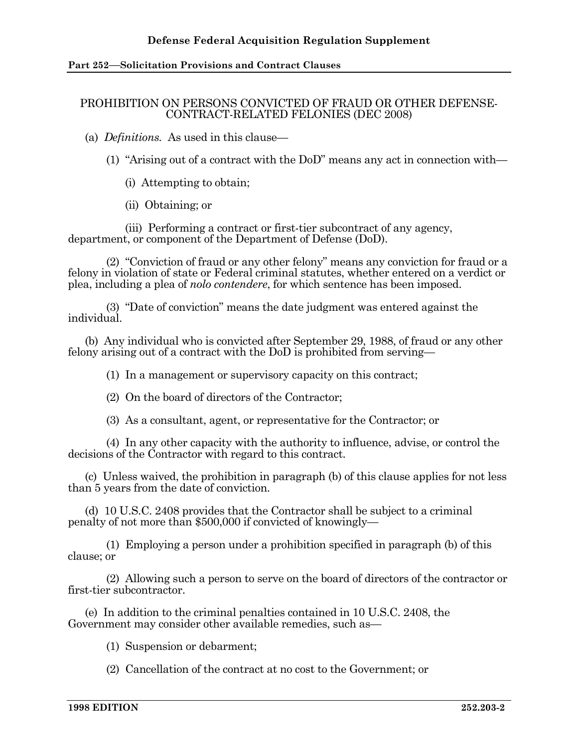PROHIBITION ON PERSONS CONVICTED OF FRAUD OR OTHER DEFENSE-CONTRACT-RELATED FELONIES (DEC 2008)

(a) *Definitions.* As used in this clause—

(1) "Arising out of a contract with the DoD" means any act in connection with—

(i) Attempting to obtain;

(ii) Obtaining; or

(iii) Performing a contract or first-tier subcontract of any agency, department, or component of the Department of Defense (DoD).

(2) "Conviction of fraud or any other felony" means any conviction for fraud or a felony in violation of state or Federal criminal statutes, whether entered on a verdict or plea, including a plea of *nolo contendere*, for which sentence has been imposed.

(3) "Date of conviction" means the date judgment was entered against the individual.

(b) Any individual who is convicted after September 29, 1988, of fraud or any other felony arising out of a contract with the DoD is prohibited from serving—

(1) In a management or supervisory capacity on this contract;

(2) On the board of directors of the Contractor;

(3) As a consultant, agent, or representative for the Contractor; or

(4) In any other capacity with the authority to influence, advise, or control the decisions of the Contractor with regard to this contract.

(c) Unless waived, the prohibition in paragraph (b) of this clause applies for not less than 5 years from the date of conviction.

(d) 10 U.S.C. 2408 provides that the Contractor shall be subject to a criminal penalty of not more than $500,000 if convicted of knowingly—

(1) Employing a person under a prohibition specified in paragraph (b) of this clause; or

(2) Allowing such a person to serve on the board of directors of the contractor or first-tier subcontractor.

(e) In addition to the criminal penalties contained in 10 U.S.C. 2408, the Government may consider other available remedies, such as—

(1) Suspension or debarment;

(2) Cancellation of the contract at no cost to the Government; or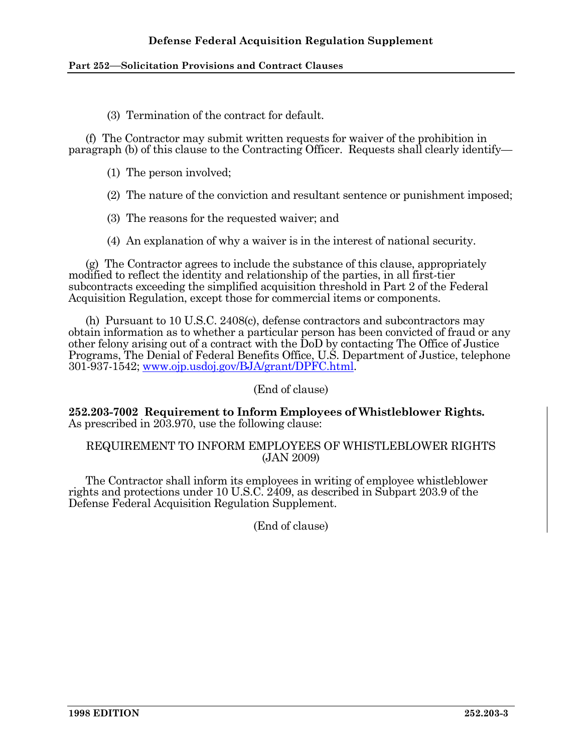(3) Termination of the contract for default.

(f) The Contractor may submit written requests for waiver of the prohibition in paragraph (b) of this clause to the Contracting Officer. Requests shall clearly identify—

(1) The person involved;

(2) The nature of the conviction and resultant sentence or punishment imposed;

(3) The reasons for the requested waiver; and

(4) An explanation of why a waiver is in the interest of national security.

(g) The Contractor agrees to include the substance of this clause, appropriately modified to reflect the identity and relationship of the parties, in all first-tier subcontracts exceeding the simplified acquisition threshold in Part 2 of the Federal Acquisition Regulation, except those for commercial items or components.

(h) Pursuant to 10 U.S.C. 2408(c), defense contractors and subcontractors may obtain information as to whether a particular person has been convicted of fraud or any other felony arising out of a contract with the DoD by contacting The Office of Justice Programs, The Denial of Federal Benefits Office, U.S. Department of Justice, telephone 301-937-1542; www.ojp.usdoj.gov/BJA/grant/DPFC.html.

(End of clause)

**252.203-7002 Requirement to Inform Employees of Whistleblower Rights.** As prescribed in 203.970, use the following clause:

REQUIREMENT TO INFORM EMPLOYEES OF WHISTLEBLOWER RIGHTS (JAN 2009)

The Contractor shall inform its employees in writing of employee whistleblower rights and protections under 10 U.S.C. 2409, as described in Subpart 203.9 of the Defense Federal Acquisition Regulation Supplement.

(End of clause)